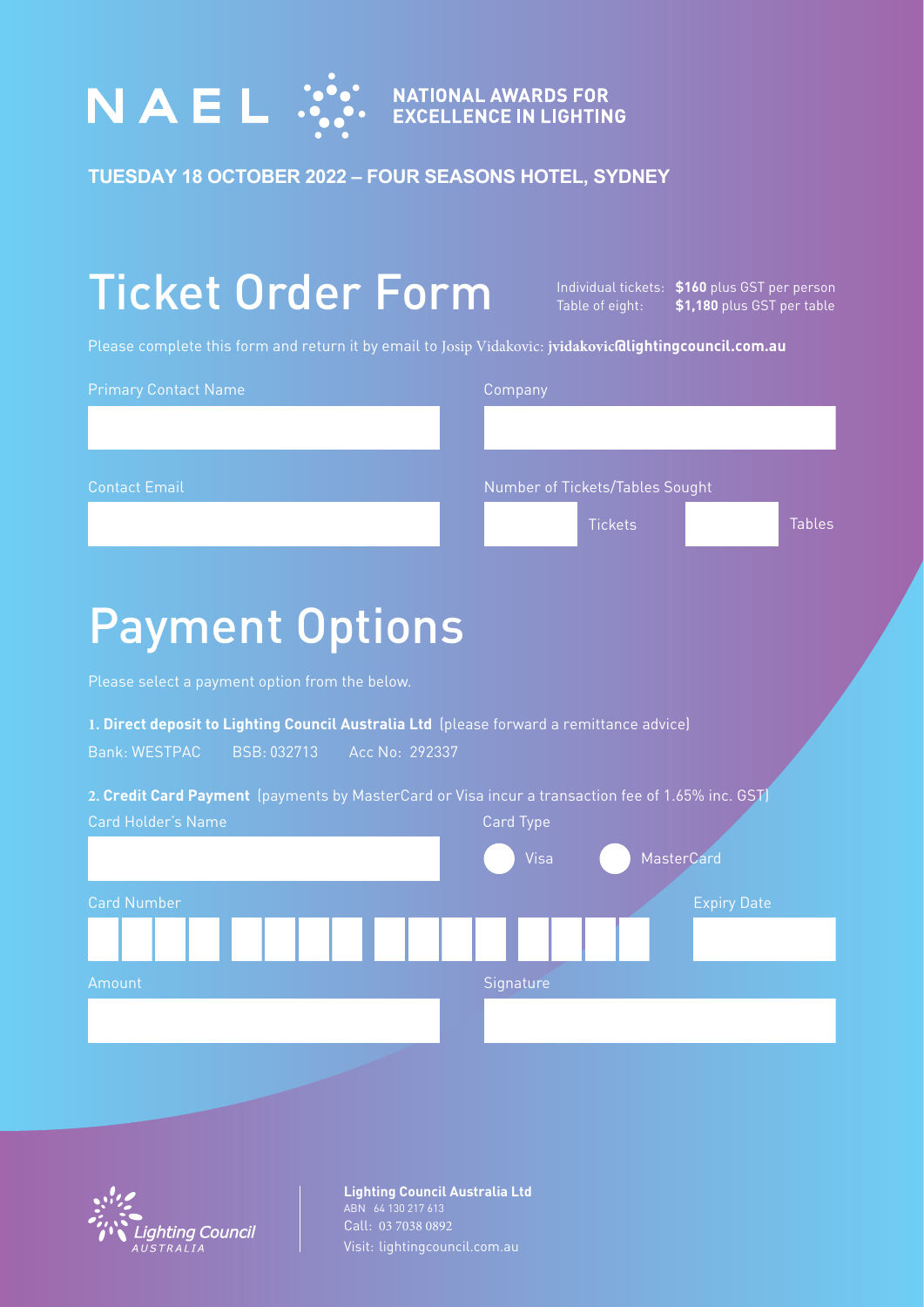# NAEL — NATIONAL AWARDS FOR EXCELLENCE IN LIGHTING

**TUESDAY 18 OCTOBER 2022 – FOUR SEASONS HOTEL, SYDNEY**

# Ticket Order Form

Individual tickets: **$160** plus GST per person
Table of eight: **$1,180** plus GST per table

Please complete this form and return it by email to Josip Vidakovic: **jvidakovic@lightingcouncil.com.au**

Primary Contact Name

Company

Contact Email

Number of Tickets/Tables Sought

Tickets

Tables

# Payment Options

Please select a payment option from the below.

**1. Direct deposit to Lighting Council Australia Ltd** (please forward a remittance advice)

Bank: WESTPAC BSB: 032713 Acc No: 292337

**2. Credit Card Payment** (payments by MasterCard or Visa incur a transaction fee of 1.65% inc. GST)

Card Holder's Name

Card Type

Visa

MasterCard

Card Number

Expiry Date

Amount

Signature

Lighting Council AUSTRALIA

**Lighting Council Australia Ltd**
ABN 64 130 217 613
Call: 03 7038 0892
Visit: lightingcouncil.com.au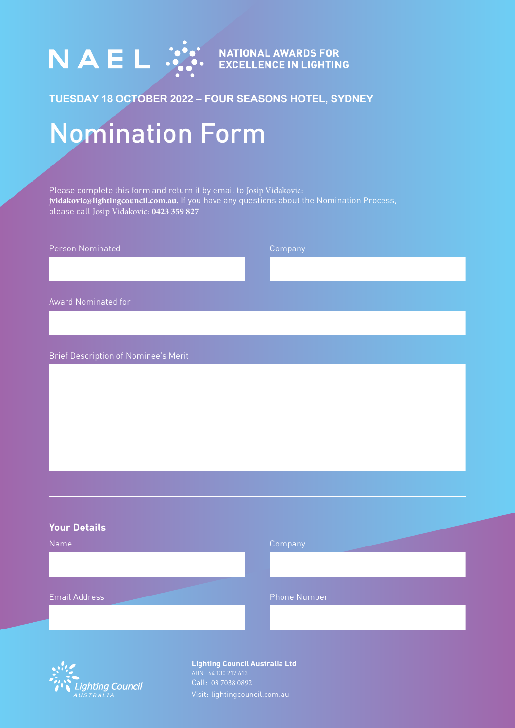# NAEL

**NATIONAL AWARDS FOR EXCELLENCE IN LIGHTING**

**TUESDAY 18 OCTOBER 2022 – FOUR SEASONS HOTEL, SYDNEY**

# Nomination Form

Please complete this form and return it by email to Josip Vidakovic: **jvidakovic@lightingcouncil.com.au.** If you have any questions about the Nomination Process, please call Josip Vidakovic: **0423 359 827**

Person Nominated

Company

Award Nominated for

Brief Description of Nominee's Merit

---

## Your Details

Name

Company

Email Address

Phone Number

Lighting Council AUSTRALIA

**Lighting Council Australia Ltd**
ABN 64 130 217 613
Call: 03 7038 0892
Visit: lightingcouncil.com.au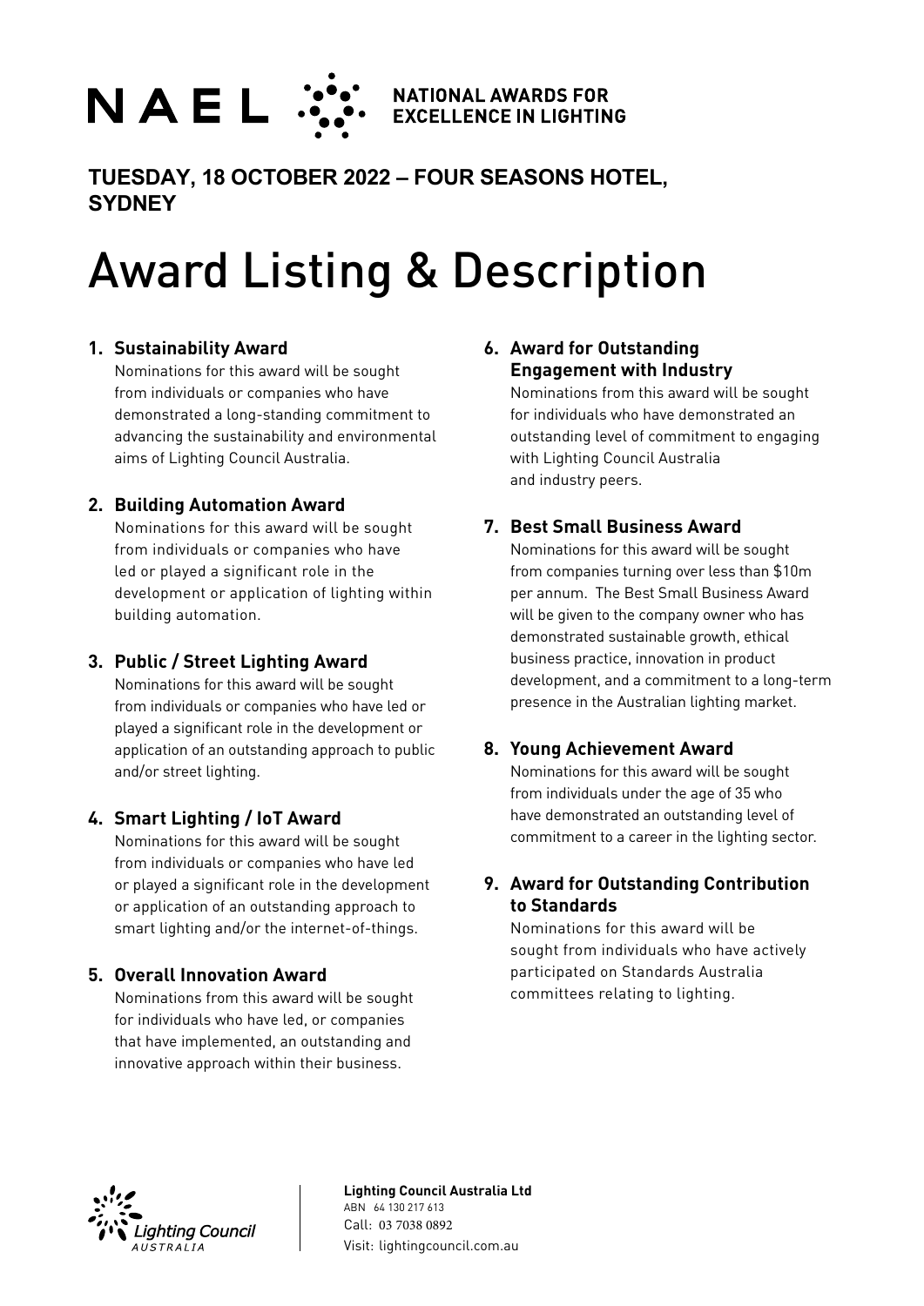# NAEL — NATIONAL AWARDS FOR EXCELLENCE IN LIGHTING

**TUESDAY, 18 OCTOBER 2022 – FOUR SEASONS HOTEL, SYDNEY**

# Award Listing & Description

1. **Sustainability Award**
   Nominations for this award will be sought from individuals or companies who have demonstrated a long-standing commitment to advancing the sustainability and environmental aims of Lighting Council Australia.

2. **Building Automation Award**
   Nominations for this award will be sought from individuals or companies who have led or played a significant role in the development or application of lighting within building automation.

3. **Public / Street Lighting Award**
   Nominations for this award will be sought from individuals or companies who have led or played a significant role in the development or application of an outstanding approach to public and/or street lighting.

4. **Smart Lighting / IoT Award**
   Nominations for this award will be sought from individuals or companies who have led or played a significant role in the development or application of an outstanding approach to smart lighting and/or the internet-of-things.

5. **Overall Innovation Award**
   Nominations from this award will be sought for individuals who have led, or companies that have implemented, an outstanding and innovative approach within their business.

6. **Award for Outstanding Engagement with Industry**
   Nominations from this award will be sought for individuals who have demonstrated an outstanding level of commitment to engaging with Lighting Council Australia and industry peers.

7. **Best Small Business Award**
   Nominations for this award will be sought from companies turning over less than $10m per annum. The Best Small Business Award will be given to the company owner who has demonstrated sustainable growth, ethical business practice, innovation in product development, and a commitment to a long-term presence in the Australian lighting market.

8. **Young Achievement Award**
   Nominations for this award will be sought from individuals under the age of 35 who have demonstrated an outstanding level of commitment to a career in the lighting sector.

9. **Award for Outstanding Contribution to Standards**
   Nominations for this award will be sought from individuals who have actively participated on Standards Australia committees relating to lighting.

Lighting Council AUSTRALIA

**Lighting Council Australia Ltd**
ABN 64 130 217 613
Call: 03 7038 0892
Visit: lightingcouncil.com.au